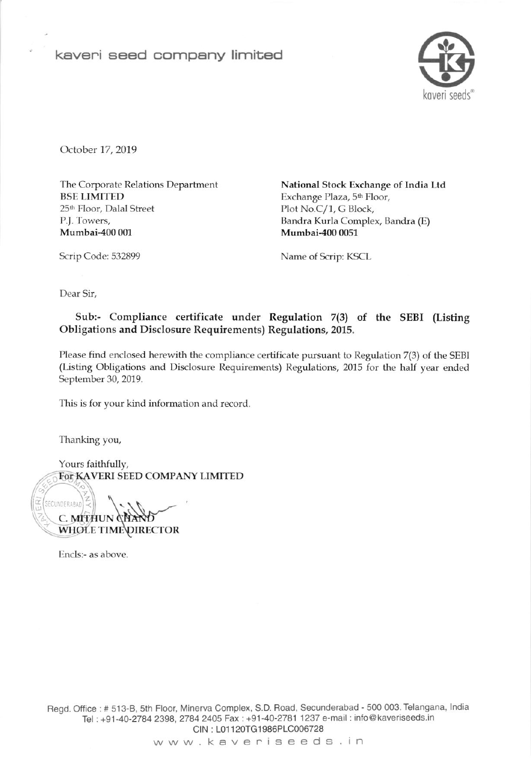# kaveri seed company limited

October 17, 2019

The Corporate Relations Department
**BSE LIMITED**
25th Floor, Dalal Street
P.J. Towers,
**Mumbai-400 001**

Scrip Code: 532899

**National Stock Exchange of India Ltd**
Exchange Plaza, 5th Floor,
Plot No.C/1, G Block,
Bandra Kurla Complex, Bandra (E)
**Mumbai-400 0051**

Name of Scrip: KSCL

Dear Sir,

**Sub:- Compliance certificate under Regulation 7(3) of the SEBI (Listing Obligations and Disclosure Requirements) Regulations, 2015.**

Please find enclosed herewith the compliance certificate pursuant to Regulation 7(3) of the SEBI (Listing Obligations and Disclosure Requirements) Regulations, 2015 for the half year ended September 30, 2019.

This is for your kind information and record.

Thanking you,

Yours faithfully,
**For KAVERI SEED COMPANY LIMITED**

**C. MITHUN CHAND**
**WHOLE TIME DIRECTOR**

Encls:- as above.

Regd. Office : # 513-B, 5th Floor, Minerva Complex, S.D. Road, Secunderabad - 500 003. Telangana, India
Tel : +91-40-2784 2398, 2784 2405 Fax : +91-40-2781 1237 e-mail : info@kaveriseeds.in
CIN : L01120TG1986PLC006728
www.kaveriseeds.in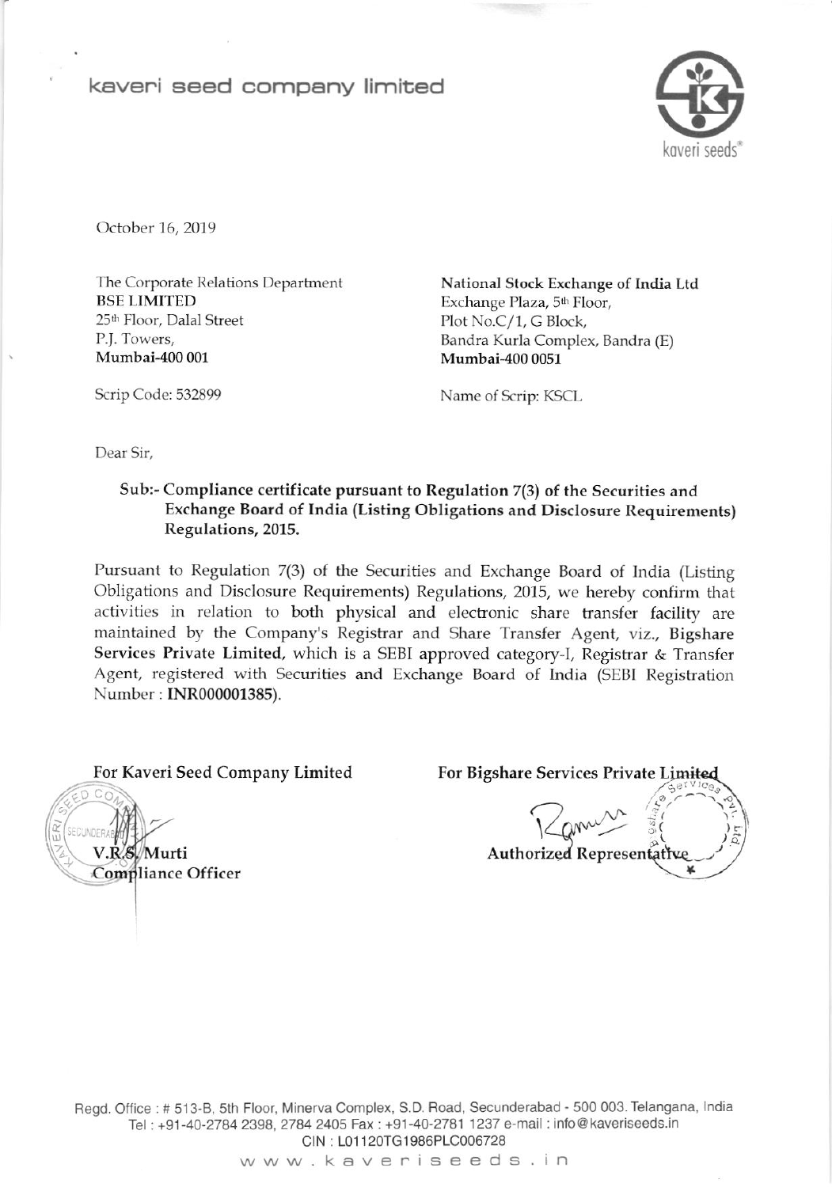# kaveri seed company limited

October 16, 2019

The Corporate Relations Department
**BSE LIMITED**
25th Floor, Dalal Street
P.J. Towers,
**Mumbai-400 001**

Scrip Code: 532899

**National Stock Exchange of India Ltd**
Exchange Plaza, 5th Floor,
Plot No.C/1, G Block,
Bandra Kurla Complex, Bandra (E)
**Mumbai-400 0051**

Name of Scrip: KSCL

Dear Sir,

**Sub:- Compliance certificate pursuant to Regulation 7(3) of the Securities and Exchange Board of India (Listing Obligations and Disclosure Requirements) Regulations, 2015.**

Pursuant to Regulation 7(3) of the Securities and Exchange Board of India (Listing Obligations and Disclosure Requirements) Regulations, 2015, we hereby confirm that activities in relation to both physical and electronic share transfer facility are maintained by the Company's Registrar and Share Transfer Agent, viz., **Bigshare Services Private Limited,** which is a SEBI approved category-I, Registrar & Transfer Agent, registered with Securities and Exchange Board of India (SEBI Registration Number : **INR000001385**).

**For Kaveri Seed Company Limited**

**V.R.S. Murti**
**Compliance Officer**

**For Bigshare Services Private Limited**

**Authorized Representative**

Regd. Office : # 513-B, 5th Floor, Minerva Complex, S.D. Road, Secunderabad - 500 003. Telangana, India
Tel : +91-40-2784 2398, 2784 2405 Fax : +91-40-2781 1237 e-mail : info@kaveriseeds.in
CIN : L01120TG1986PLC006728
www.kaveriseeds.in